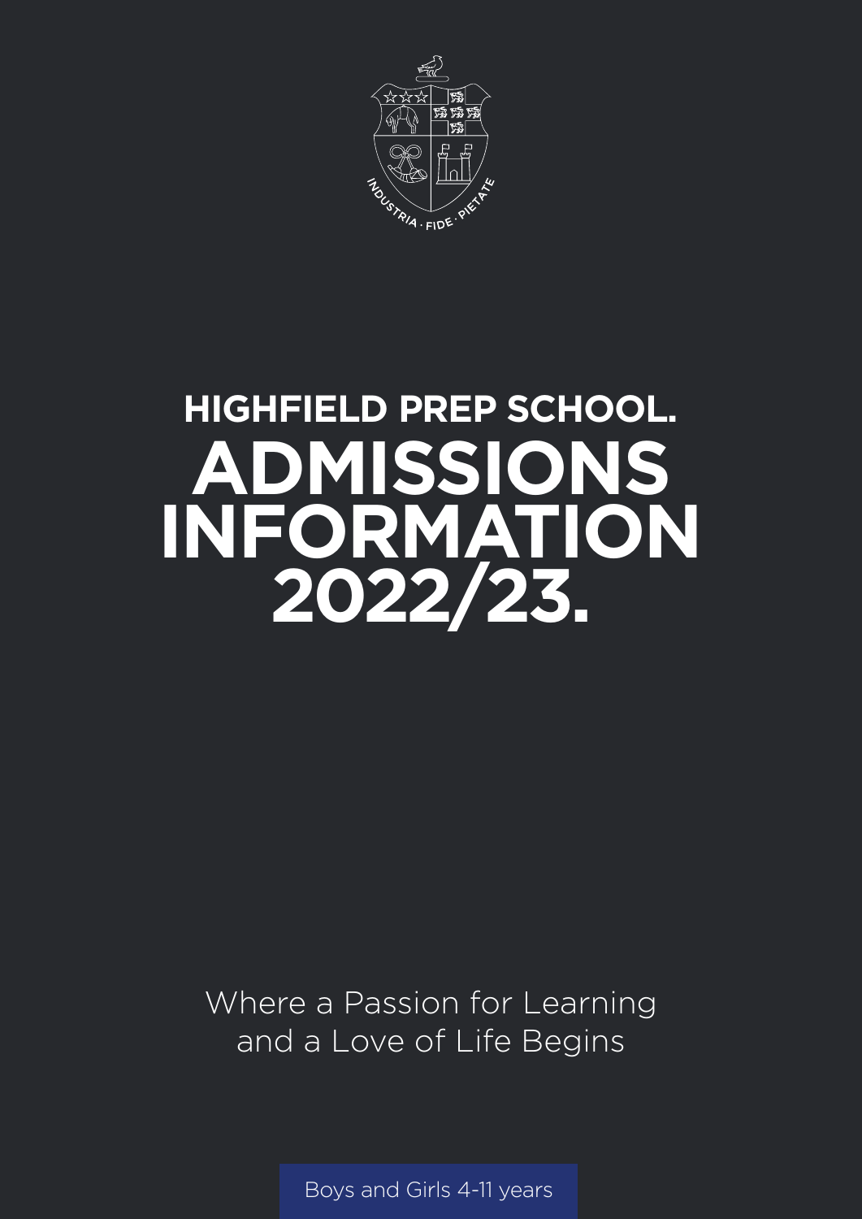INDUSTRIA · FIDE · PIETATE

# HIGHFIELD PREP SCHOOL.

# ADMISSIONS INFORMATION 2022/23.

Where a Passion for Learning and a Love of Life Begins

Boys and Girls 4-11 years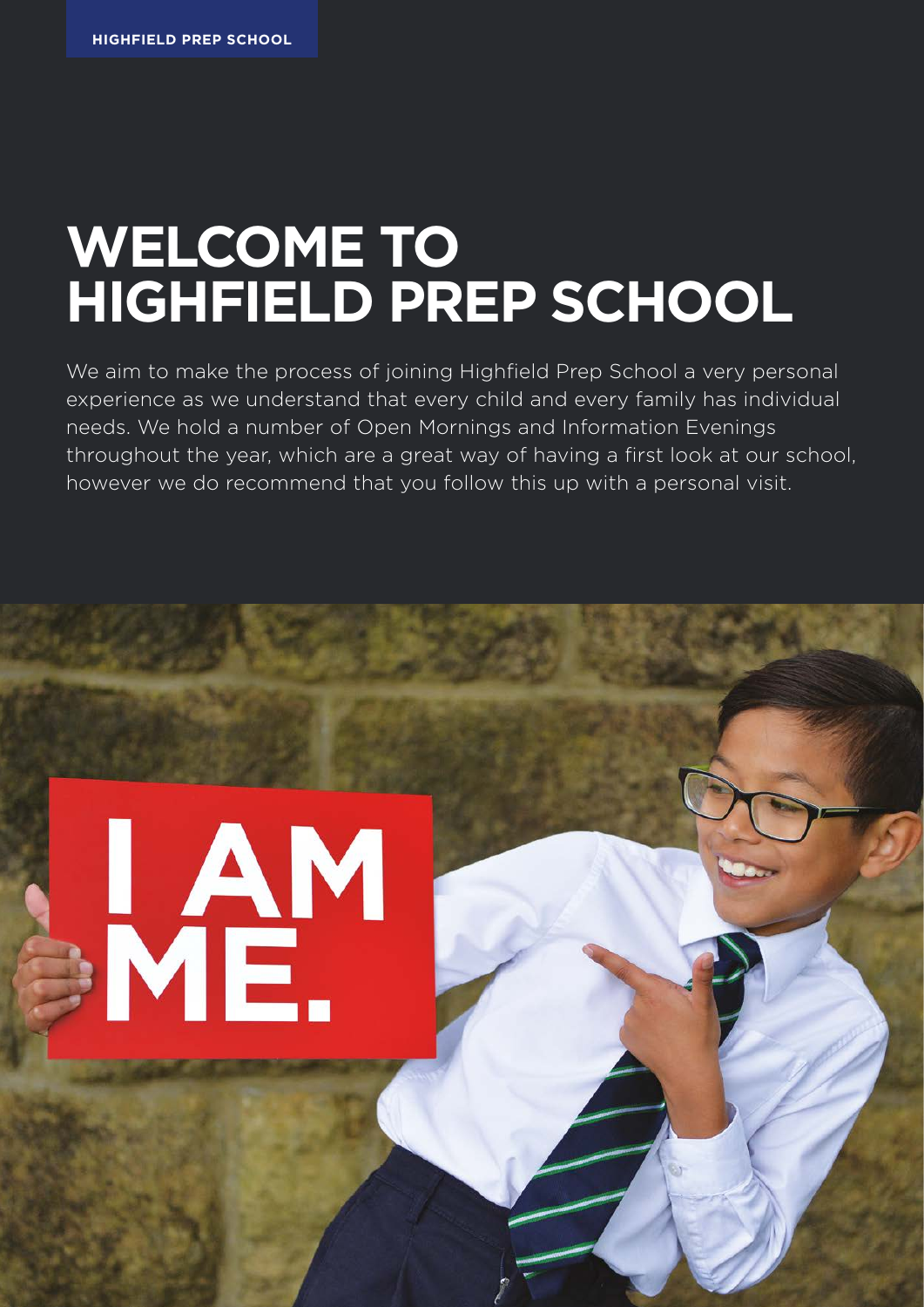# WELCOME TO HIGHFIELD PREP SCHOOL

We aim to make the process of joining Highfield Prep School a very personal experience as we understand that every child and every family has individual needs. We hold a number of Open Mornings and Information Evenings throughout the year, which are a great way of having a first look at our school, however we do recommend that you follow this up with a personal visit.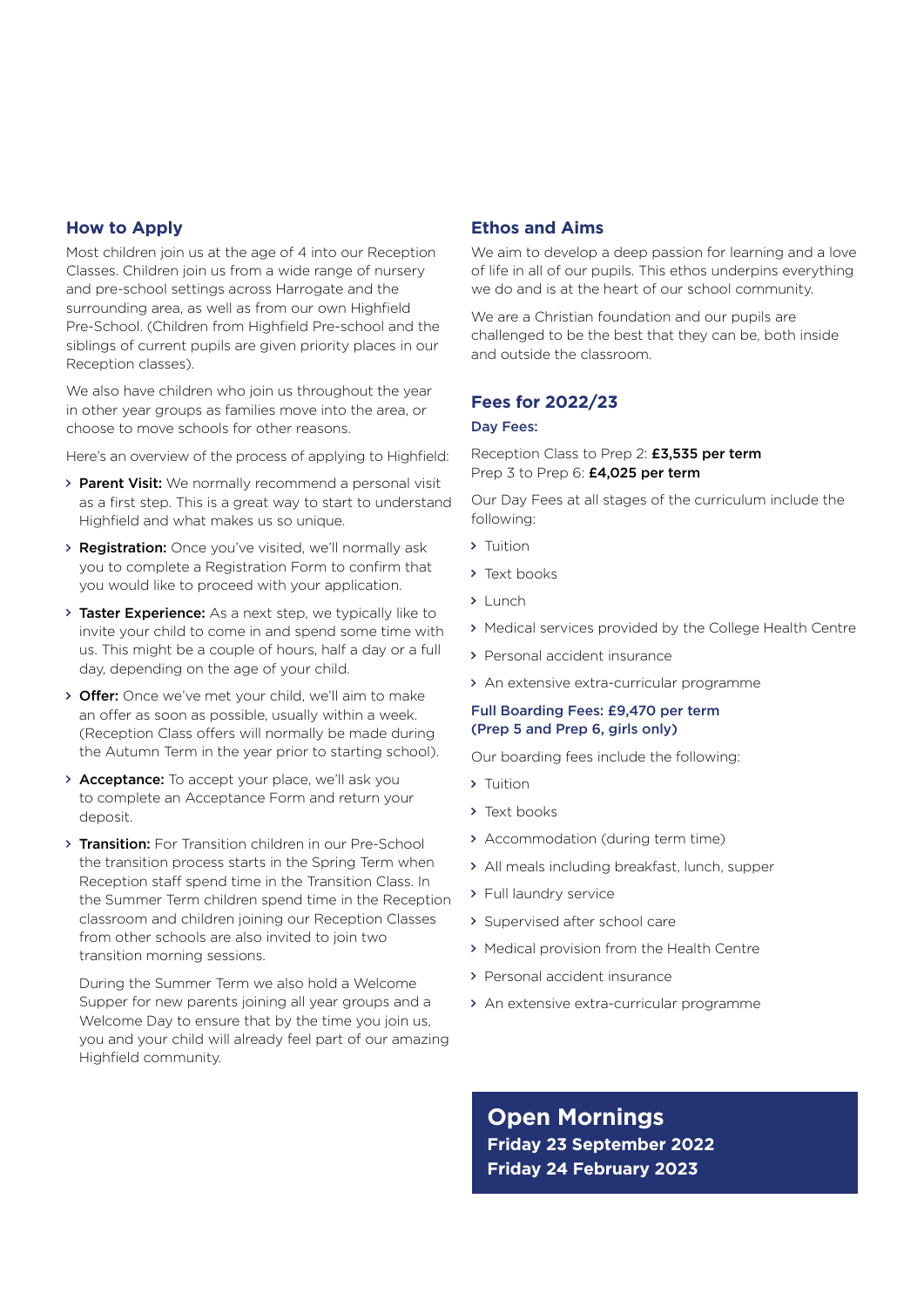## How to Apply

Most children join us at the age of 4 into our Reception Classes. Children join us from a wide range of nursery and pre-school settings across Harrogate and the surrounding area, as well as from our own Highfield Pre-School. (Children from Highfield Pre-school and the siblings of current pupils are given priority places in our Reception classes).

We also have children who join us throughout the year in other year groups as families move into the area, or choose to move schools for other reasons.

Here's an overview of the process of applying to Highfield:

- **Parent Visit:** We normally recommend a personal visit as a first step. This is a great way to start to understand Highfield and what makes us so unique.
- **Registration:** Once you've visited, we'll normally ask you to complete a Registration Form to confirm that you would like to proceed with your application.
- **Taster Experience:** As a next step, we typically like to invite your child to come in and spend some time with us. This might be a couple of hours, half a day or a full day, depending on the age of your child.
- **Offer:** Once we've met your child, we'll aim to make an offer as soon as possible, usually within a week. (Reception Class offers will normally be made during the Autumn Term in the year prior to starting school).
- **Acceptance:** To accept your place, we'll ask you to complete an Acceptance Form and return your deposit.
- **Transition:** For Transition children in our Pre-School the transition process starts in the Spring Term when Reception staff spend time in the Transition Class. In the Summer Term children spend time in the Reception classroom and children joining our Reception Classes from other schools are also invited to join two transition morning sessions.

  During the Summer Term we also hold a Welcome Supper for new parents joining all year groups and a Welcome Day to ensure that by the time you join us, you and your child will already feel part of our amazing Highfield community.

## Ethos and Aims

We aim to develop a deep passion for learning and a love of life in all of our pupils. This ethos underpins everything we do and is at the heart of our school community.

We are a Christian foundation and our pupils are challenged to be the best that they can be, both inside and outside the classroom.

## Fees for 2022/23

### Day Fees:

Reception Class to Prep 2: **£3,535 per term**
Prep 3 to Prep 6: **£4,025 per term**

Our Day Fees at all stages of the curriculum include the following:

- Tuition
- Text books
- Lunch
- Medical services provided by the College Health Centre
- Personal accident insurance
- An extensive extra-curricular programme

### Full Boarding Fees: £9,470 per term (Prep 5 and Prep 6, girls only)

Our boarding fees include the following:

- Tuition
- Text books
- Accommodation (during term time)
- All meals including breakfast, lunch, supper
- Full laundry service
- Supervised after school care
- Medical provision from the Health Centre
- Personal accident insurance
- An extensive extra-curricular programme

## Open Mornings

**Friday 23 September 2022**
**Friday 24 February 2023**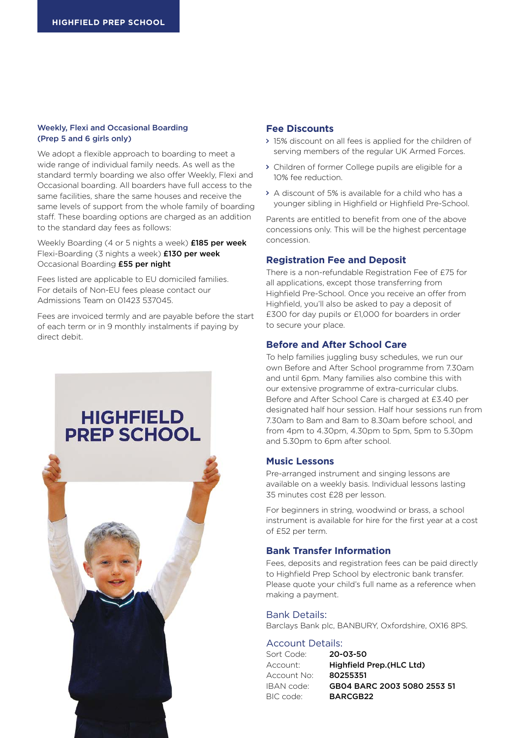### Weekly, Flexi and Occasional Boarding (Prep 5 and 6 girls only)

We adopt a flexible approach to boarding to meet a wide range of individual family needs. As well as the standard termly boarding we also offer Weekly, Flexi and Occasional boarding. All boarders have full access to the same facilities, share the same houses and receive the same levels of support from the whole family of boarding staff. These boarding options are charged as an addition to the standard day fees as follows:

Weekly Boarding (4 or 5 nights a week) **£185 per week**
Flexi-Boarding (3 nights a week) **£130 per week**
Occasional Boarding **£55 per night**

Fees listed are applicable to EU domiciled families. For details of Non-EU fees please contact our Admissions Team on 01423 537045.

Fees are invoiced termly and are payable before the start of each term or in 9 monthly instalments if paying by direct debit.

## Fee Discounts

- 15% discount on all fees is applied for the children of serving members of the regular UK Armed Forces.
- Children of former College pupils are eligible for a 10% fee reduction.
- A discount of 5% is available for a child who has a younger sibling in Highfield or Highfield Pre-School.

Parents are entitled to benefit from one of the above concessions only. This will be the highest percentage concession.

## Registration Fee and Deposit

There is a non-refundable Registration Fee of £75 for all applications, except those transferring from Highfield Pre-School. Once you receive an offer from Highfield, you'll also be asked to pay a deposit of £300 for day pupils or £1,000 for boarders in order to secure your place.

## Before and After School Care

To help families juggling busy schedules, we run our own Before and After School programme from 7.30am and until 6pm. Many families also combine this with our extensive programme of extra-curricular clubs. Before and After School Care is charged at £3.40 per designated half hour session. Half hour sessions run from 7.30am to 8am and 8am to 8.30am before school, and from 4pm to 4.30pm, 4.30pm to 5pm, 5pm to 5.30pm and 5.30pm to 6pm after school.

## Music Lessons

Pre-arranged instrument and singing lessons are available on a weekly basis. Individual lessons lasting 35 minutes cost £28 per lesson.

For beginners in string, woodwind or brass, a school instrument is available for hire for the first year at a cost of £52 per term.

## Bank Transfer Information

Fees, deposits and registration fees can be paid directly to Highfield Prep School by electronic bank transfer. Please quote your child's full name as a reference when making a payment.

### Bank Details:

Barclays Bank plc, BANBURY, Oxfordshire, OX16 8PS.

### Account Details:

Sort Code: **20-03-50**
Account: **Highfield Prep.(HLC Ltd)**
Account No: **80255351**
IBAN code: **GB04 BARC 2003 5080 2553 51**
BIC code: **BARCGB22**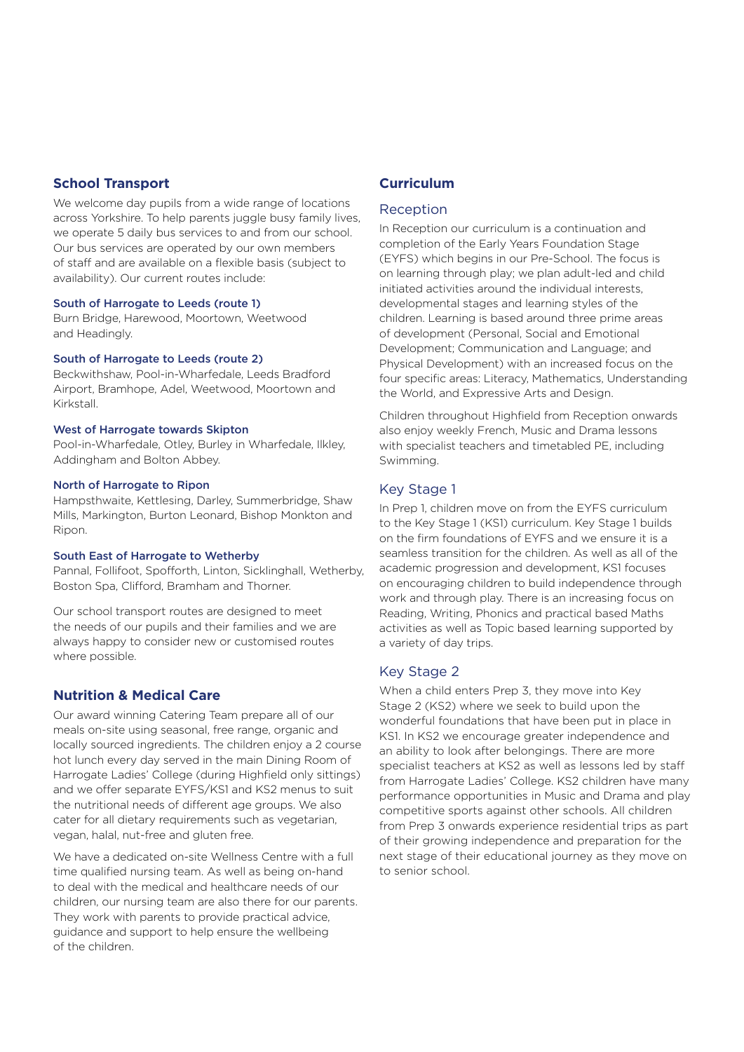## School Transport

We welcome day pupils from a wide range of locations across Yorkshire. To help parents juggle busy family lives, we operate 5 daily bus services to and from our school. Our bus services are operated by our own members of staff and are available on a flexible basis (subject to availability). Our current routes include:

### South of Harrogate to Leeds (route 1)

Burn Bridge, Harewood, Moortown, Weetwood and Headingly.

### South of Harrogate to Leeds (route 2)

Beckwithshaw, Pool-in-Wharfedale, Leeds Bradford Airport, Bramhope, Adel, Weetwood, Moortown and Kirkstall.

### West of Harrogate towards Skipton

Pool-in-Wharfedale, Otley, Burley in Wharfedale, Ilkley, Addingham and Bolton Abbey.

### North of Harrogate to Ripon

Hampsthwaite, Kettlesing, Darley, Summerbridge, Shaw Mills, Markington, Burton Leonard, Bishop Monkton and Ripon.

### South East of Harrogate to Wetherby

Pannal, Follifoot, Spofforth, Linton, Sicklinghall, Wetherby, Boston Spa, Clifford, Bramham and Thorner.

Our school transport routes are designed to meet the needs of our pupils and their families and we are always happy to consider new or customised routes where possible.

## Nutrition & Medical Care

Our award winning Catering Team prepare all of our meals on-site using seasonal, free range, organic and locally sourced ingredients. The children enjoy a 2 course hot lunch every day served in the main Dining Room of Harrogate Ladies' College (during Highfield only sittings) and we offer separate EYFS/KS1 and KS2 menus to suit the nutritional needs of different age groups. We also cater for all dietary requirements such as vegetarian, vegan, halal, nut-free and gluten free.

We have a dedicated on-site Wellness Centre with a full time qualified nursing team. As well as being on-hand to deal with the medical and healthcare needs of our children, our nursing team are also there for our parents. They work with parents to provide practical advice, guidance and support to help ensure the wellbeing of the children.

## Curriculum

### Reception

In Reception our curriculum is a continuation and completion of the Early Years Foundation Stage (EYFS) which begins in our Pre-School. The focus is on learning through play; we plan adult-led and child initiated activities around the individual interests, developmental stages and learning styles of the children. Learning is based around three prime areas of development (Personal, Social and Emotional Development; Communication and Language; and Physical Development) with an increased focus on the four specific areas: Literacy, Mathematics, Understanding the World, and Expressive Arts and Design.

Children throughout Highfield from Reception onwards also enjoy weekly French, Music and Drama lessons with specialist teachers and timetabled PE, including Swimming.

### Key Stage 1

In Prep 1, children move on from the EYFS curriculum to the Key Stage 1 (KS1) curriculum. Key Stage 1 builds on the firm foundations of EYFS and we ensure it is a seamless transition for the children. As well as all of the academic progression and development, KS1 focuses on encouraging children to build independence through work and through play. There is an increasing focus on Reading, Writing, Phonics and practical based Maths activities as well as Topic based learning supported by a variety of day trips.

### Key Stage 2

When a child enters Prep 3, they move into Key Stage 2 (KS2) where we seek to build upon the wonderful foundations that have been put in place in KS1. In KS2 we encourage greater independence and an ability to look after belongings. There are more specialist teachers at KS2 as well as lessons led by staff from Harrogate Ladies' College. KS2 children have many performance opportunities in Music and Drama and play competitive sports against other schools. All children from Prep 3 onwards experience residential trips as part of their growing independence and preparation for the next stage of their educational journey as they move on to senior school.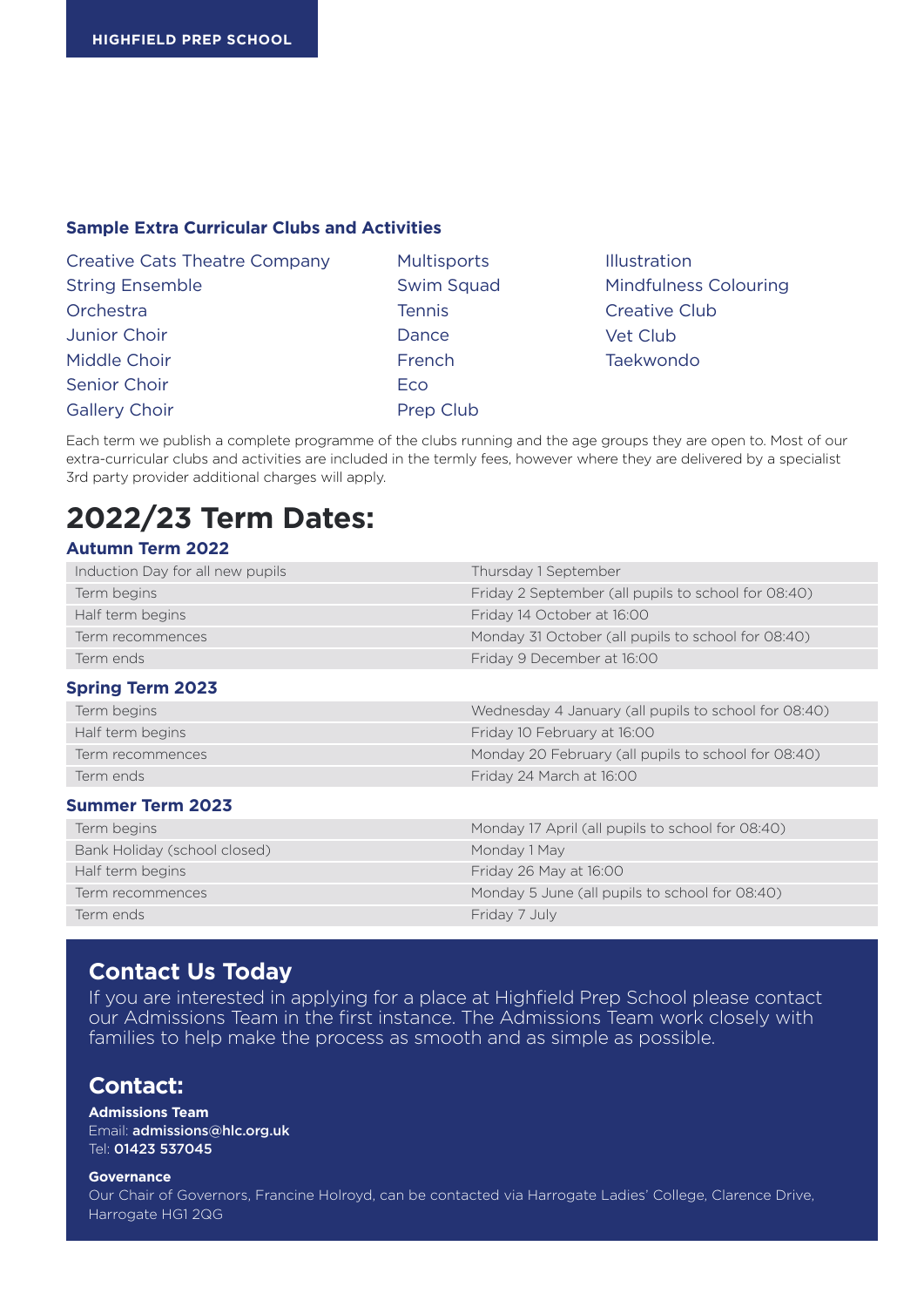### Sample Extra Curricular Clubs and Activities

- Creative Cats Theatre Company
- String Ensemble
- Orchestra
- Junior Choir
- Middle Choir
- Senior Choir
- Gallery Choir
- Multisports
- Swim Squad
- Tennis
- Dance
- French
- Eco
- Prep Club
- Illustration
- Mindfulness Colouring
- Creative Club
- Vet Club
- Taekwondo

Each term we publish a complete programme of the clubs running and the age groups they are open to. Most of our extra-curricular clubs and activities are included in the termly fees, however where they are delivered by a specialist 3rd party provider additional charges will apply.

# 2022/23 Term Dates:

### Autumn Term 2022

| | |
|---|---|
| Induction Day for all new pupils | Thursday 1 September |
| Term begins | Friday 2 September (all pupils to school for 08:40) |
| Half term begins | Friday 14 October at 16:00 |
| Term recommences | Monday 31 October (all pupils to school for 08:40) |
| Term ends | Friday 9 December at 16:00 |

### Spring Term 2023

| | |
|---|---|
| Term begins | Wednesday 4 January (all pupils to school for 08:40) |
| Half term begins | Friday 10 February at 16:00 |
| Term recommences | Monday 20 February (all pupils to school for 08:40) |
| Term ends | Friday 24 March at 16:00 |

### Summer Term 2023

| | |
|---|---|
| Term begins | Monday 17 April (all pupils to school for 08:40) |
| Bank Holiday (school closed) | Monday 1 May |
| Half term begins | Friday 26 May at 16:00 |
| Term recommences | Monday 5 June (all pupils to school for 08:40) |
| Term ends | Friday 7 July |

## Contact Us Today

If you are interested in applying for a place at Highfield Prep School please contact our Admissions Team in the first instance. The Admissions Team work closely with families to help make the process as smooth and as simple as possible.

## Contact:

**Admissions Team**
Email: **admissions@hlc.org.uk**
Tel: **01423 537045**

**Governance**
Our Chair of Governors, Francine Holroyd, can be contacted via Harrogate Ladies' College, Clarence Drive, Harrogate HG1 2QG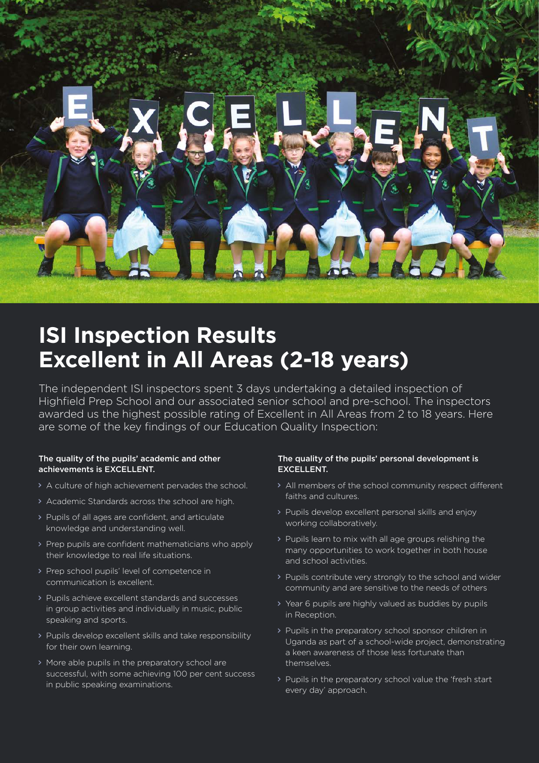# ISI Inspection Results
# Excellent in All Areas (2-18 years)

The independent ISI inspectors spent 3 days undertaking a detailed inspection of Highfield Prep School and our associated senior school and pre-school. The inspectors awarded us the highest possible rating of Excellent in All Areas from 2 to 18 years. Here are some of the key findings of our Education Quality Inspection:

**The quality of the pupils' academic and other achievements is EXCELLENT.**

- A culture of high achievement pervades the school.
- Academic Standards across the school are high.
- Pupils of all ages are confident, and articulate knowledge and understanding well.
- Prep pupils are confident mathematicians who apply their knowledge to real life situations.
- Prep school pupils' level of competence in communication is excellent.
- Pupils achieve excellent standards and successes in group activities and individually in music, public speaking and sports.
- Pupils develop excellent skills and take responsibility for their own learning.
- More able pupils in the preparatory school are successful, with some achieving 100 per cent success in public speaking examinations.

**The quality of the pupils' personal development is EXCELLENT.**

- All members of the school community respect different faiths and cultures.
- Pupils develop excellent personal skills and enjoy working collaboratively.
- Pupils learn to mix with all age groups relishing the many opportunities to work together in both house and school activities.
- Pupils contribute very strongly to the school and wider community and are sensitive to the needs of others
- Year 6 pupils are highly valued as buddies by pupils in Reception.
- Pupils in the preparatory school sponsor children in Uganda as part of a school-wide project, demonstrating a keen awareness of those less fortunate than themselves.
- Pupils in the preparatory school value the 'fresh start every day' approach.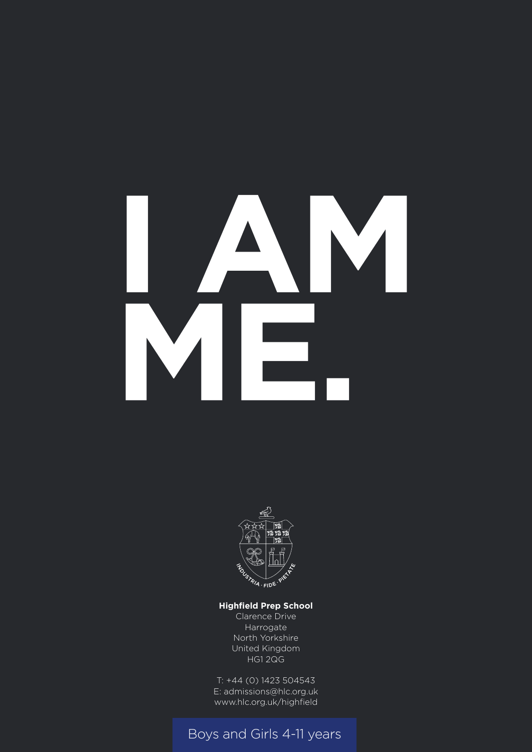# I AM ME.

INDUSTRIA · FIDE · PIETATE

**Highfield Prep School**
Clarence Drive
Harrogate
North Yorkshire
United Kingdom
HG1 2QG

T: +44 (0) 1423 504543
E: admissions@hlc.org.uk
www.hlc.org.uk/highfield

Boys and Girls 4-11 years